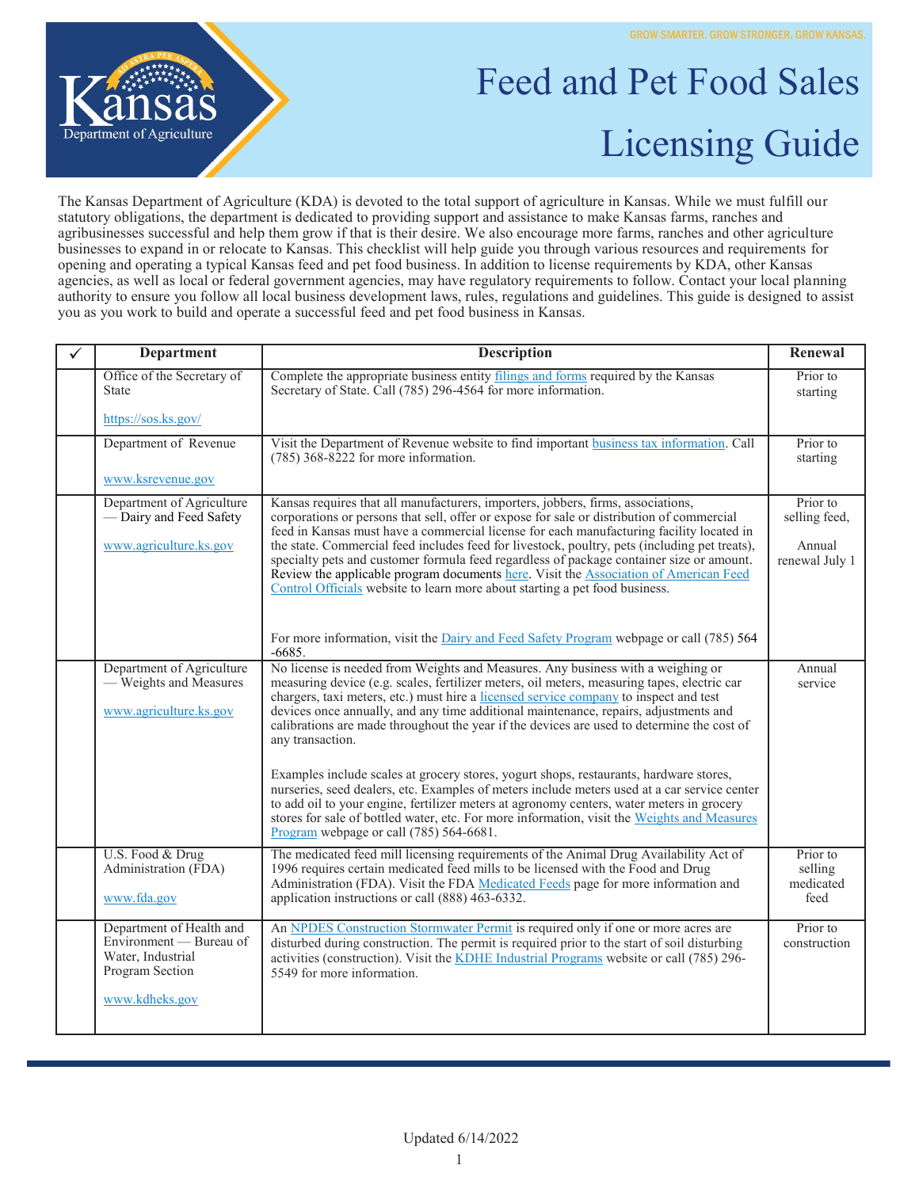GROW SMARTER. GROW STRONGER. GROW KANSAS.

# Feed and Pet Food Sales Licensing Guide

The Kansas Department of Agriculture (KDA) is devoted to the total support of agriculture in Kansas. While we must fulfill our statutory obligations, the department is dedicated to providing support and assistance to make Kansas farms, ranches and agribusinesses successful and help them grow if that is their desire. We also encourage more farms, ranches and other agriculture businesses to expand in or relocate to Kansas. This checklist will help guide you through various resources and requirements for opening and operating a typical Kansas feed and pet food business. In addition to license requirements by KDA, other Kansas agencies, as well as local or federal government agencies, may have regulatory requirements to follow. Contact your local planning authority to ensure you follow all local business development laws, rules, regulations and guidelines. This guide is designed to assist you as you work to build and operate a successful feed and pet food business in Kansas.

| ✓ | Department | Description | Renewal |
|---|---|---|---|
| | Office of the Secretary of State<br><br>https://sos.ks.gov/ | Complete the appropriate business entity filings and forms required by the Kansas Secretary of State. Call (785) 296-4564 for more information. | Prior to starting |
| | Department of Revenue<br><br>www.ksrevenue.gov | Visit the Department of Revenue website to find important business tax information. Call (785) 368-8222 for more information. | Prior to starting |
| | Department of Agriculture — Dairy and Feed Safety<br><br>www.agriculture.ks.gov | Kansas requires that all manufacturers, importers, jobbers, firms, associations, corporations or persons that sell, offer or expose for sale or distribution of commercial feed in Kansas must have a commercial license for each manufacturing facility located in the state. Commercial feed includes feed for livestock, poultry, pets (including pet treats), specialty pets and customer formula feed regardless of package container size or amount. Review the applicable program documents here. Visit the Association of American Feed Control Officials website to learn more about starting a pet food business.<br><br>For more information, visit the Dairy and Feed Safety Program webpage or call (785) 564 -6685. | Prior to selling feed,<br><br>Annual renewal July 1 |
| | Department of Agriculture — Weights and Measures<br><br>www.agriculture.ks.gov | No license is needed from Weights and Measures. Any business with a weighing or measuring device (e.g. scales, fertilizer meters, oil meters, measuring tapes, electric car chargers, taxi meters, etc.) must hire a licensed service company to inspect and test devices once annually, and any time additional maintenance, repairs, adjustments and calibrations are made throughout the year if the devices are used to determine the cost of any transaction.<br><br>Examples include scales at grocery stores, yogurt shops, restaurants, hardware stores, nurseries, seed dealers, etc. Examples of meters include meters used at a car service center to add oil to your engine, fertilizer meters at agronomy centers, water meters in grocery stores for sale of bottled water, etc. For more information, visit the Weights and Measures Program webpage or call (785) 564-6681. | Annual service |
| | U.S. Food & Drug Administration (FDA)<br><br>www.fda.gov | The medicated feed mill licensing requirements of the Animal Drug Availability Act of 1996 requires certain medicated feed mills to be licensed with the Food and Drug Administration (FDA). Visit the FDA Medicated Feeds page for more information and application instructions or call (888) 463-6332. | Prior to selling medicated feed |
| | Department of Health and Environment — Bureau of Water, Industrial Program Section<br><br>www.kdheks.gov | An NPDES Construction Stormwater Permit is required only if one or more acres are disturbed during construction. The permit is required prior to the start of soil disturbing activities (construction). Visit the KDHE Industrial Programs website or call (785) 296-5549 for more information. | Prior to construction |

Updated 6/14/2022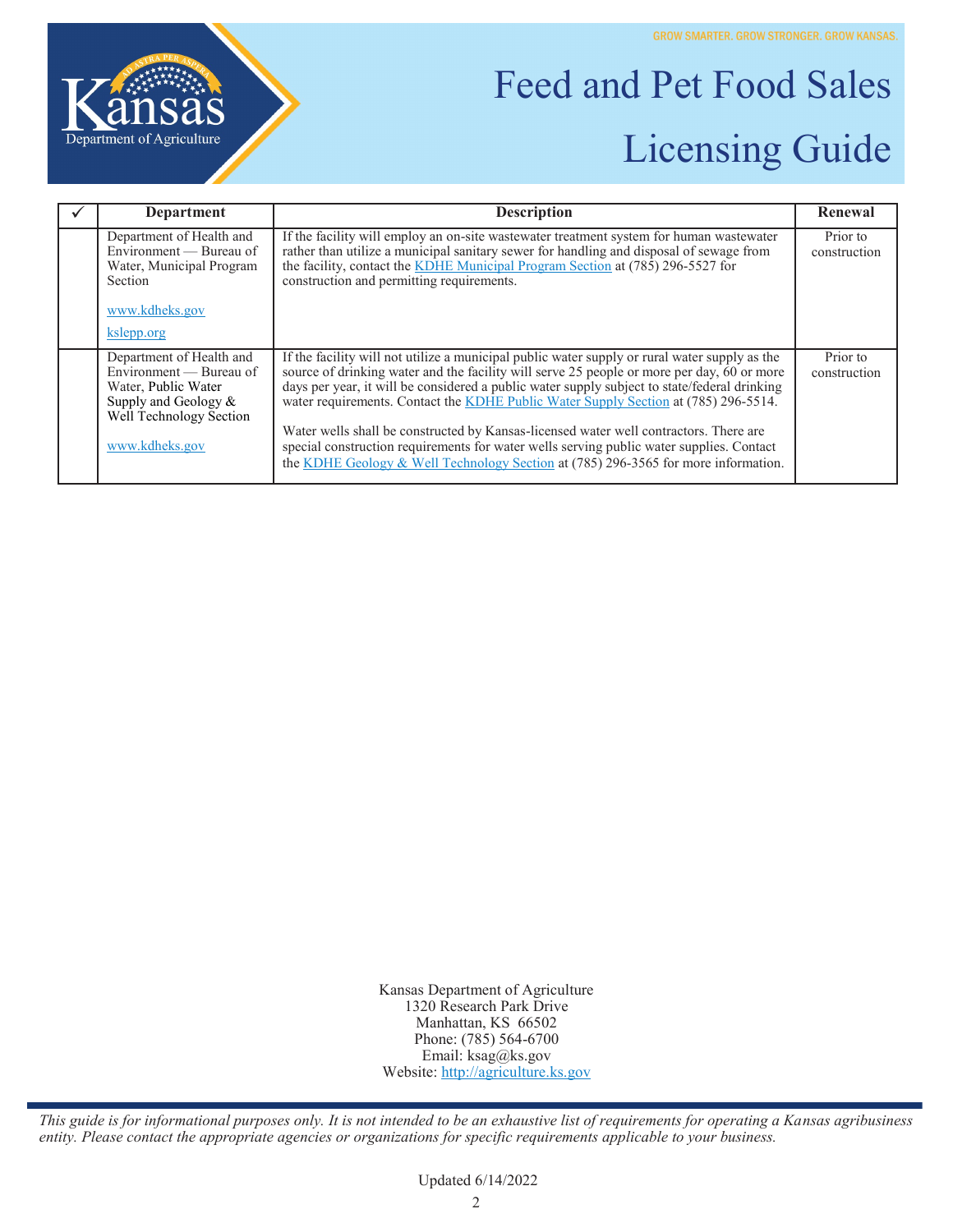GROW SMARTER. GROW STRONGER. GROW KANSAS.

# Feed and Pet Food Sales Licensing Guide

| ✓ | Department | Description | Renewal |
|---|---|---|---|
| | Department of Health and Environment — Bureau of Water, Municipal Program Section<br><br>www.kdheks.gov<br><br>kslepp.org | If the facility will employ an on-site wastewater treatment system for human wastewater rather than utilize a municipal sanitary sewer for handling and disposal of sewage from the facility, contact the KDHE Municipal Program Section at (785) 296-5527 for construction and permitting requirements. | Prior to construction |
| | Department of Health and Environment — Bureau of Water, Public Water Supply and Geology & Well Technology Section<br><br>www.kdheks.gov | If the facility will not utilize a municipal public water supply or rural water supply as the source of drinking water and the facility will serve 25 people or more per day, 60 or more days per year, it will be considered a public water supply subject to state/federal drinking water requirements. Contact the KDHE Public Water Supply Section at (785) 296-5514.<br><br>Water wells shall be constructed by Kansas-licensed water well contractors. There are special construction requirements for water wells serving public water supplies. Contact the KDHE Geology & Well Technology Section at (785) 296-3565 for more information. | Prior to construction |

Kansas Department of Agriculture
1320 Research Park Drive
Manhattan, KS 66502
Phone: (785) 564-6700
Email: ksag@ks.gov
Website: http://agriculture.ks.gov

*This guide is for informational purposes only. It is not intended to be an exhaustive list of requirements for operating a Kansas agribusiness entity. Please contact the appropriate agencies or organizations for specific requirements applicable to your business.*

Updated 6/14/2022